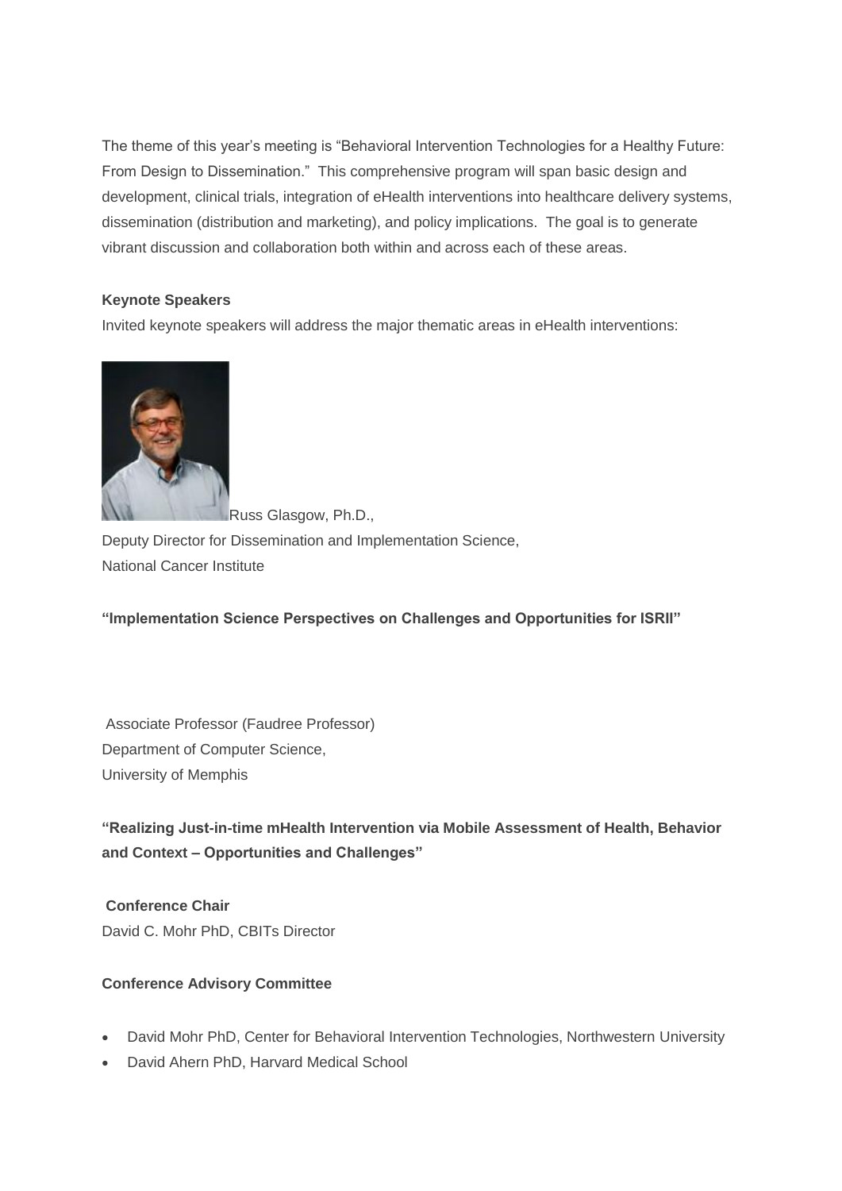The theme of this year's meeting is "Behavioral Intervention Technologies for a Healthy Future: From Design to Dissemination." This comprehensive program will span basic design and development, clinical trials, integration of eHealth interventions into healthcare delivery systems, dissemination (distribution and marketing), and policy implications. The goal is to generate vibrant discussion and collaboration both within and across each of these areas.

**Keynote Speakers**

Invited keynote speakers will address the major thematic areas in eHealth interventions:

Russ Glasgow, Ph.D.,
Deputy Director for Dissemination and Implementation Science,
National Cancer Institute

**"Implementation Science Perspectives on Challenges and Opportunities for ISRII"**

Associate Professor (Faudree Professor)
Department of Computer Science,
University of Memphis

**"Realizing Just-in-time mHealth Intervention via Mobile Assessment of Health, Behavior and Context – Opportunities and Challenges"**

**Conference Chair**

David C. Mohr PhD, CBITs Director

**Conference Advisory Committee**

- David Mohr PhD, Center for Behavioral Intervention Technologies, Northwestern University
- David Ahern PhD, Harvard Medical School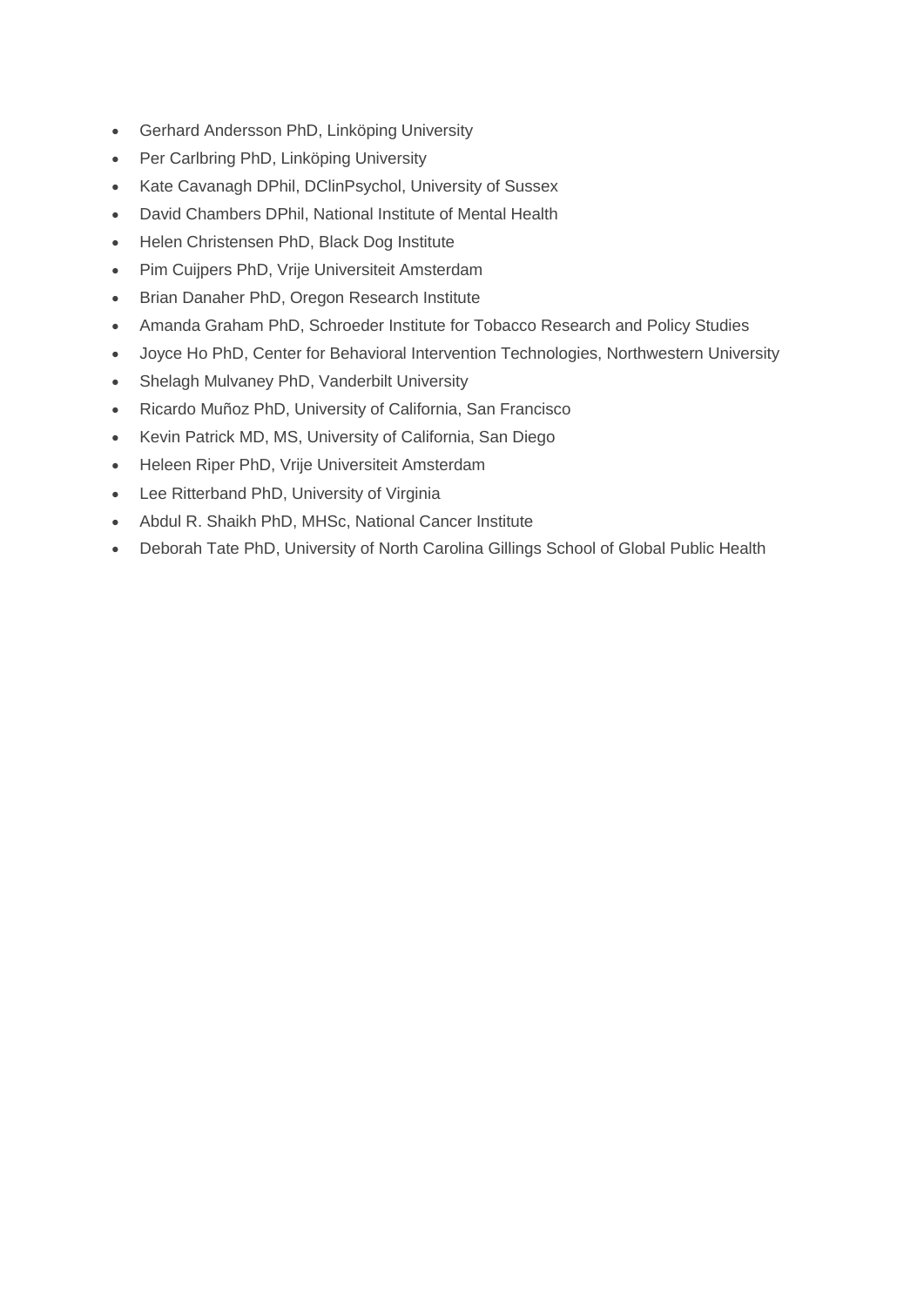- Gerhard Andersson PhD, Linköping University
- Per Carlbring PhD, Linköping University
- Kate Cavanagh DPhil, DClinPsychol, University of Sussex
- David Chambers DPhil, National Institute of Mental Health
- Helen Christensen PhD, Black Dog Institute
- Pim Cuijpers PhD, Vrije Universiteit Amsterdam
- Brian Danaher PhD, Oregon Research Institute
- Amanda Graham PhD, Schroeder Institute for Tobacco Research and Policy Studies
- Joyce Ho PhD, Center for Behavioral Intervention Technologies, Northwestern University
- Shelagh Mulvaney PhD, Vanderbilt University
- Ricardo Muñoz PhD, University of California, San Francisco
- Kevin Patrick MD, MS, University of California, San Diego
- Heleen Riper PhD, Vrije Universiteit Amsterdam
- Lee Ritterband PhD, University of Virginia
- Abdul R. Shaikh PhD, MHSc, National Cancer Institute
- Deborah Tate PhD, University of North Carolina Gillings School of Global Public Health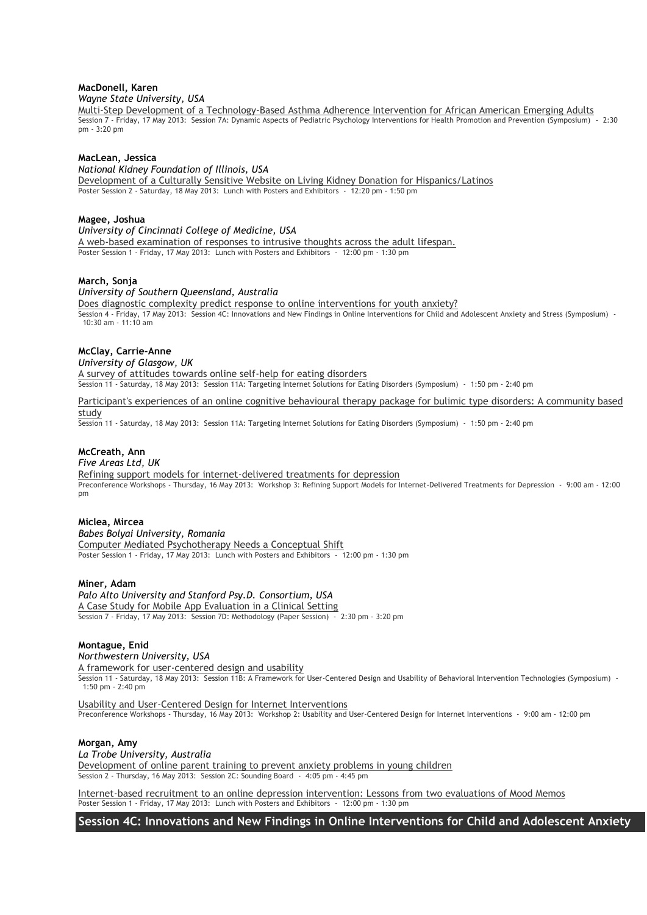**MacDonell, Karen**

*Wayne State University, USA*

Multi-Step Development of a Technology-Based Asthma Adherence Intervention for African American Emerging Adults

Session 7 - Friday, 17 May 2013: Session 7A: Dynamic Aspects of Pediatric Psychology Interventions for Health Promotion and Prevention (Symposium) - 2:30 pm - 3:20 pm

**MacLean, Jessica**

*National Kidney Foundation of Illinois, USA*

Development of a Culturally Sensitive Website on Living Kidney Donation for Hispanics/Latinos

Poster Session 2 - Saturday, 18 May 2013: Lunch with Posters and Exhibitors - 12:20 pm - 1:50 pm

**Magee, Joshua**

*University of Cincinnati College of Medicine, USA*

A web-based examination of responses to intrusive thoughts across the adult lifespan.

Poster Session 1 - Friday, 17 May 2013: Lunch with Posters and Exhibitors - 12:00 pm - 1:30 pm

**March, Sonja**

*University of Southern Queensland, Australia*

Does diagnostic complexity predict response to online interventions for youth anxiety?

Session 4 - Friday, 17 May 2013: Session 4C: Innovations and New Findings in Online Interventions for Child and Adolescent Anxiety and Stress (Symposium) - 10:30 am - 11:10 am

**McClay, Carrie-Anne**

*University of Glasgow, UK*

A survey of attitudes towards online self-help for eating disorders

Session 11 - Saturday, 18 May 2013: Session 11A: Targeting Internet Solutions for Eating Disorders (Symposium) - 1:50 pm - 2:40 pm

Participant's experiences of an online cognitive behavioural therapy package for bulimic type disorders: A community based study

Session 11 - Saturday, 18 May 2013: Session 11A: Targeting Internet Solutions for Eating Disorders (Symposium) - 1:50 pm - 2:40 pm

**McCreath, Ann**

*Five Areas Ltd, UK*

Refining support models for internet-delivered treatments for depression

Preconference Workshops - Thursday, 16 May 2013: Workshop 3: Refining Support Models for Internet-Delivered Treatments for Depression - 9:00 am - 12:00 pm

**Miclea, Mircea**

*Babes Bolyai University, Romania*

Computer Mediated Psychotherapy Needs a Conceptual Shift

Poster Session 1 - Friday, 17 May 2013: Lunch with Posters and Exhibitors - 12:00 pm - 1:30 pm

**Miner, Adam**

*Palo Alto University and Stanford Psy.D. Consortium, USA*

A Case Study for Mobile App Evaluation in a Clinical Setting

Session 7 - Friday, 17 May 2013: Session 7D: Methodology (Paper Session) - 2:30 pm - 3:20 pm

**Montague, Enid**

*Northwestern University, USA*

A framework for user-centered design and usability

Session 11 - Saturday, 18 May 2013: Session 11B: A Framework for User-Centered Design and Usability of Behavioral Intervention Technologies (Symposium) - 1:50 pm - 2:40 pm

Usability and User-Centered Design for Internet Interventions

Preconference Workshops - Thursday, 16 May 2013: Workshop 2: Usability and User-Centered Design for Internet Interventions - 9:00 am - 12:00 pm

**Morgan, Amy**

*La Trobe University, Australia*

Development of online parent training to prevent anxiety problems in young children

Session 2 - Thursday, 16 May 2013: Session 2C: Sounding Board - 4:05 pm - 4:45 pm

Internet-based recruitment to an online depression intervention: Lessons from two evaluations of Mood Memos

Poster Session 1 - Friday, 17 May 2013: Lunch with Posters and Exhibitors - 12:00 pm - 1:30 pm

## Session 4C: Innovations and New Findings in Online Interventions for Child and Adolescent Anxiety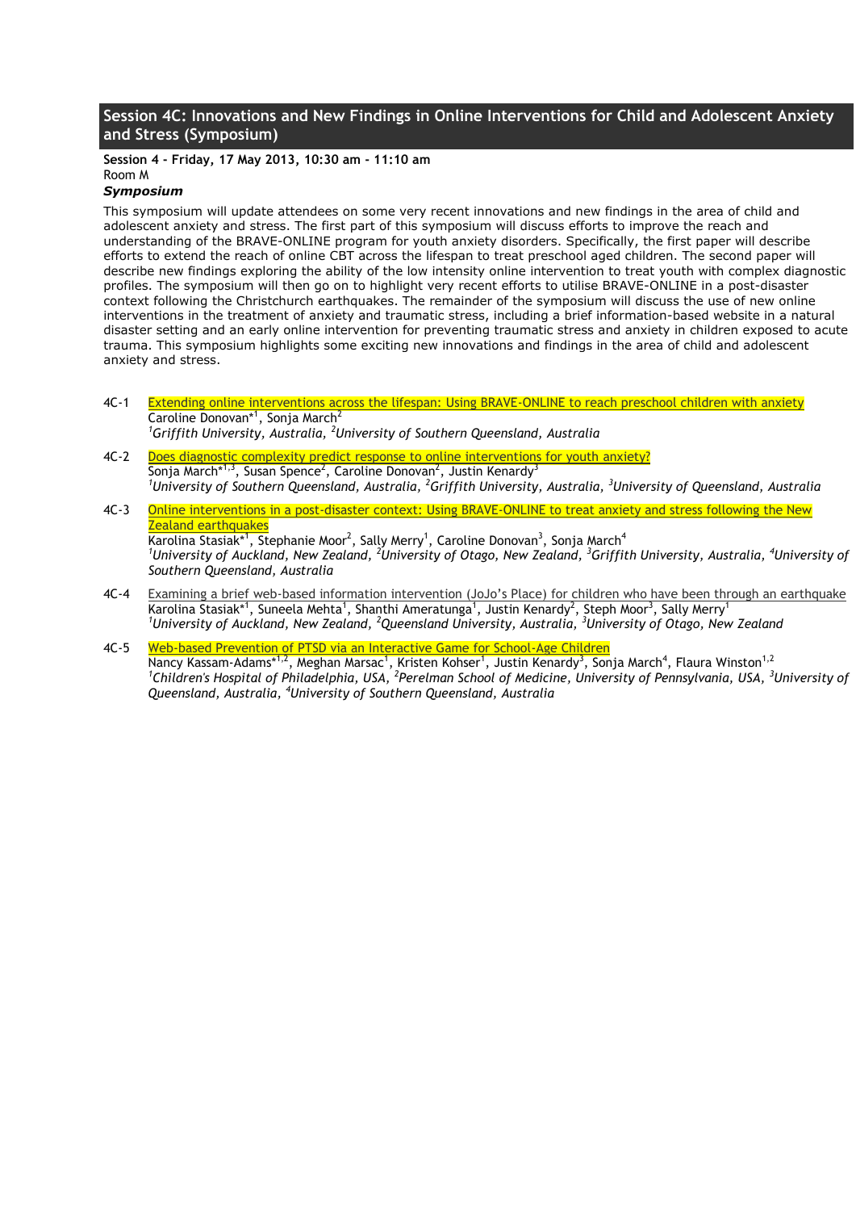## Session 4C: Innovations and New Findings in Online Interventions for Child and Adolescent Anxiety and Stress (Symposium)

**Session 4 - Friday, 17 May 2013, 10:30 am - 11:10 am**
Room M
***Symposium***

This symposium will update attendees on some very recent innovations and new findings in the area of child and adolescent anxiety and stress. The first part of this symposium will discuss efforts to improve the reach and understanding of the BRAVE-ONLINE program for youth anxiety disorders. Specifically, the first paper will describe efforts to extend the reach of online CBT across the lifespan to treat preschool aged children. The second paper will describe new findings exploring the ability of the low intensity online intervention to treat youth with complex diagnostic profiles. The symposium will then go on to highlight very recent efforts to utilise BRAVE-ONLINE in a post-disaster context following the Christchurch earthquakes. The remainder of the symposium will discuss the use of new online interventions in the treatment of anxiety and traumatic stress, including a brief information-based website in a natural disaster setting and an early online intervention for preventing traumatic stress and anxiety in children exposed to acute trauma. This symposium highlights some exciting new innovations and findings in the area of child and adolescent anxiety and stress.

4C-1 Extending online interventions across the lifespan: Using BRAVE-ONLINE to reach preschool children with anxiety
Caroline Donovan*[1], Sonja March[2]
*[1]Griffith University, Australia, [2]University of Southern Queensland, Australia*

4C-2 Does diagnostic complexity predict response to online interventions for youth anxiety?
Sonja March*[1,3], Susan Spence[2], Caroline Donovan[2], Justin Kenardy[3]
*[1]University of Southern Queensland, Australia, [2]Griffith University, Australia, [3]University of Queensland, Australia*

4C-3 Online interventions in a post-disaster context: Using BRAVE-ONLINE to treat anxiety and stress following the New Zealand earthquakes
Karolina Stasiak*[1], Stephanie Moor[2], Sally Merry[1], Caroline Donovan[3], Sonja March[4]
*[1]University of Auckland, New Zealand, [2]University of Otago, New Zealand, [3]Griffith University, Australia, [4]University of Southern Queensland, Australia*

4C-4 Examining a brief web-based information intervention (JoJo's Place) for children who have been through an earthquake
Karolina Stasiak*[1], Suneela Mehta[1], Shanthi Ameratunga[1], Justin Kenardy[2], Steph Moor[3], Sally Merry[1]
*[1]University of Auckland, New Zealand, [2]Queensland University, Australia, [3]University of Otago, New Zealand*

4C-5 Web-based Prevention of PTSD via an Interactive Game for School-Age Children
Nancy Kassam-Adams*[1,2], Meghan Marsac[1], Kristen Kohser[1], Justin Kenardy[3], Sonja March[4], Flaura Winston[1,2]
*[1]Children's Hospital of Philadelphia, USA, [2]Perelman School of Medicine, University of Pennsylvania, USA, [3]University of Queensland, Australia, [4]University of Southern Queensland, Australia*